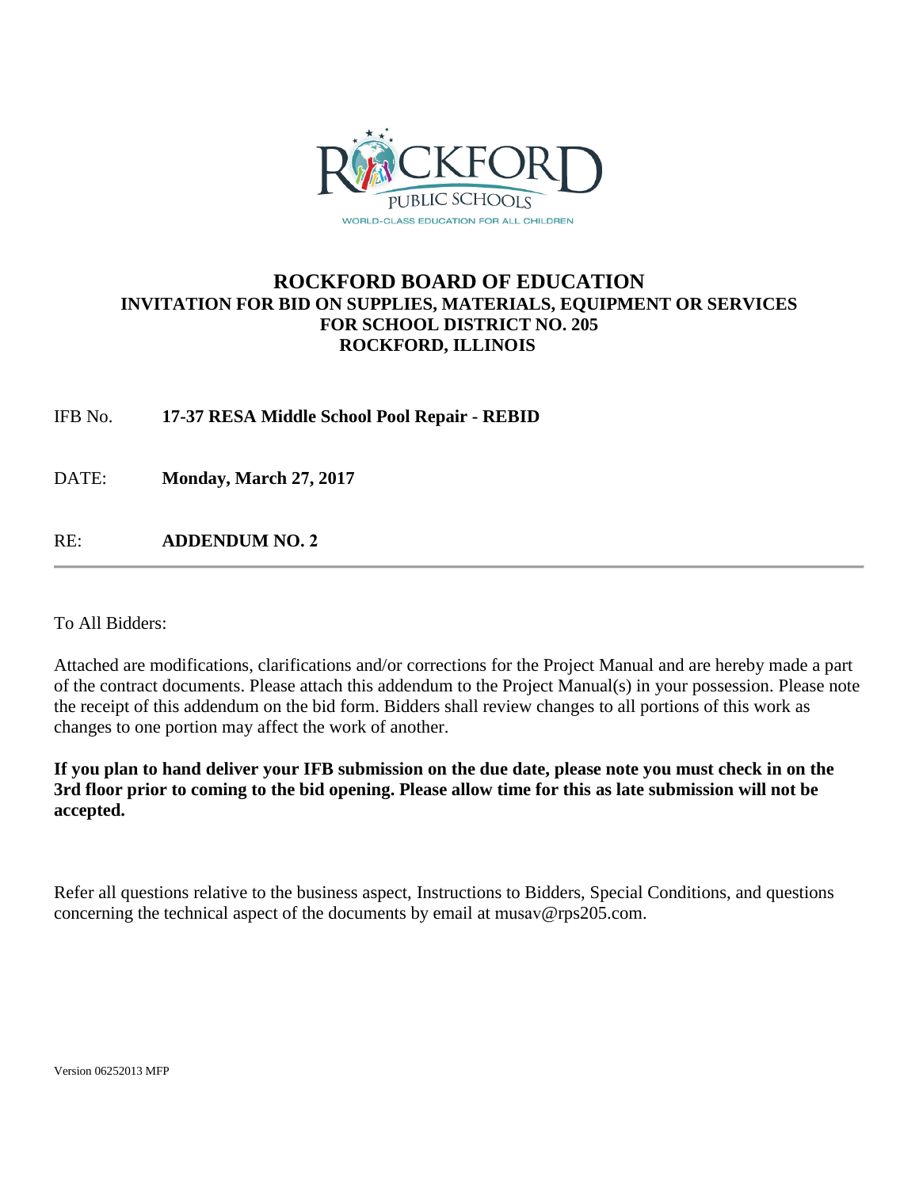ROCKFORD PUBLIC SCHOOLS

WORLD-CLASS EDUCATION FOR ALL CHILDREN

# ROCKFORD BOARD OF EDUCATION

## INVITATION FOR BID ON SUPPLIES, MATERIALS, EQUIPMENT OR SERVICES FOR SCHOOL DISTRICT NO. 205 ROCKFORD, ILLINOIS

IFB No. **17-37 RESA Middle School Pool Repair - REBID**

DATE: **Monday, March 27, 2017**

RE: **ADDENDUM NO. 2**

---

To All Bidders:

Attached are modifications, clarifications and/or corrections for the Project Manual and are hereby made a part of the contract documents. Please attach this addendum to the Project Manual(s) in your possession. Please note the receipt of this addendum on the bid form. Bidders shall review changes to all portions of this work as changes to one portion may affect the work of another.

**If you plan to hand deliver your IFB submission on the due date, please note you must check in on the 3rd floor prior to coming to the bid opening. Please allow time for this as late submission will not be accepted.**

Refer all questions relative to the business aspect, Instructions to Bidders, Special Conditions, and questions concerning the technical aspect of the documents by email at musav@rps205.com.

Version 06252013 MFP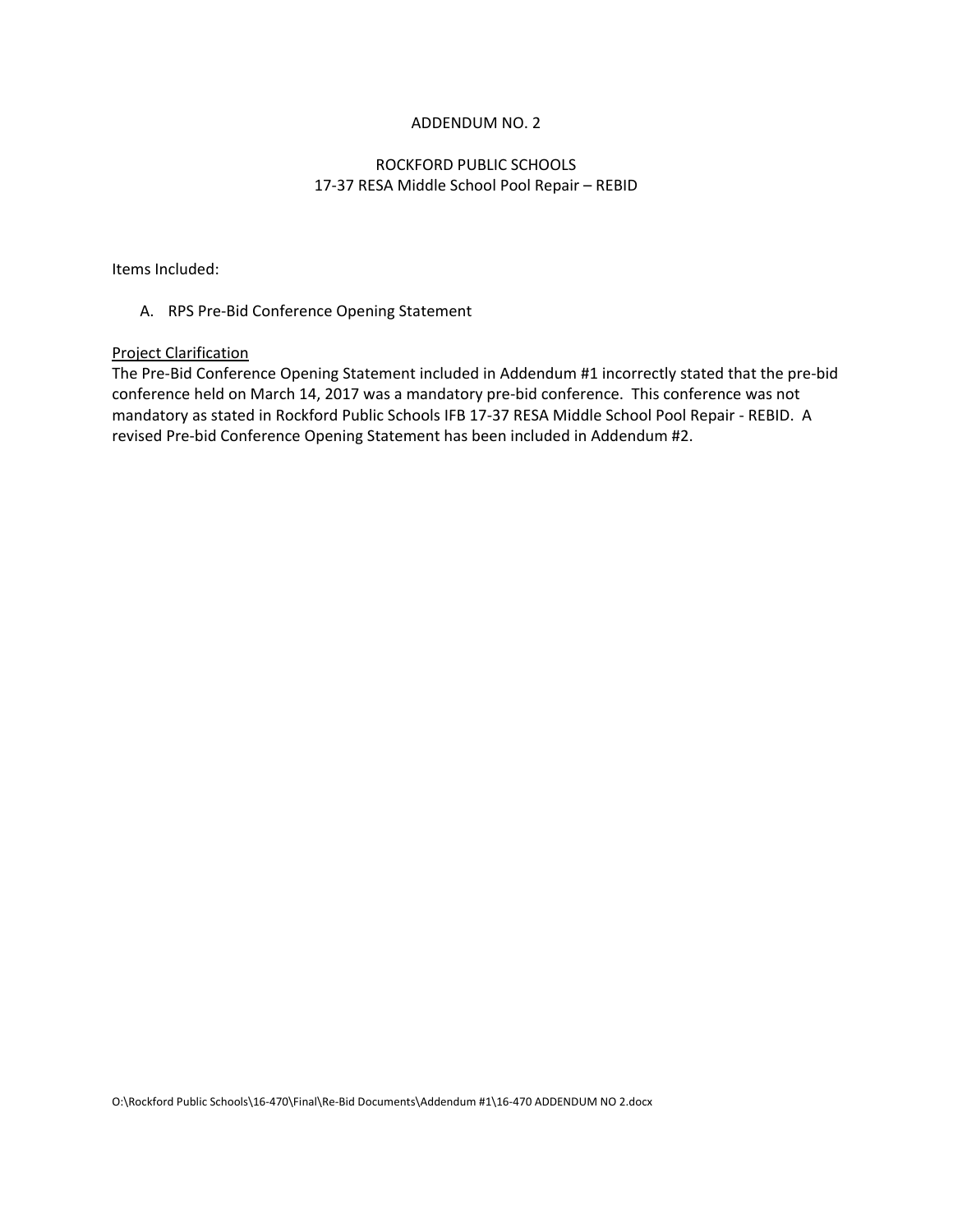# ADDENDUM NO. 2

## ROCKFORD PUBLIC SCHOOLS
## 17-37 RESA Middle School Pool Repair – REBID

Items Included:

A. RPS Pre-Bid Conference Opening Statement

Project Clarification

The Pre-Bid Conference Opening Statement included in Addendum #1 incorrectly stated that the pre-bid conference held on March 14, 2017 was a mandatory pre-bid conference. This conference was not mandatory as stated in Rockford Public Schools IFB 17-37 RESA Middle School Pool Repair - REBID. A revised Pre-bid Conference Opening Statement has been included in Addendum #2.

O:\Rockford Public Schools\16-470\Final\Re-Bid Documents\Addendum #1\16-470 ADDENDUM NO 2.docx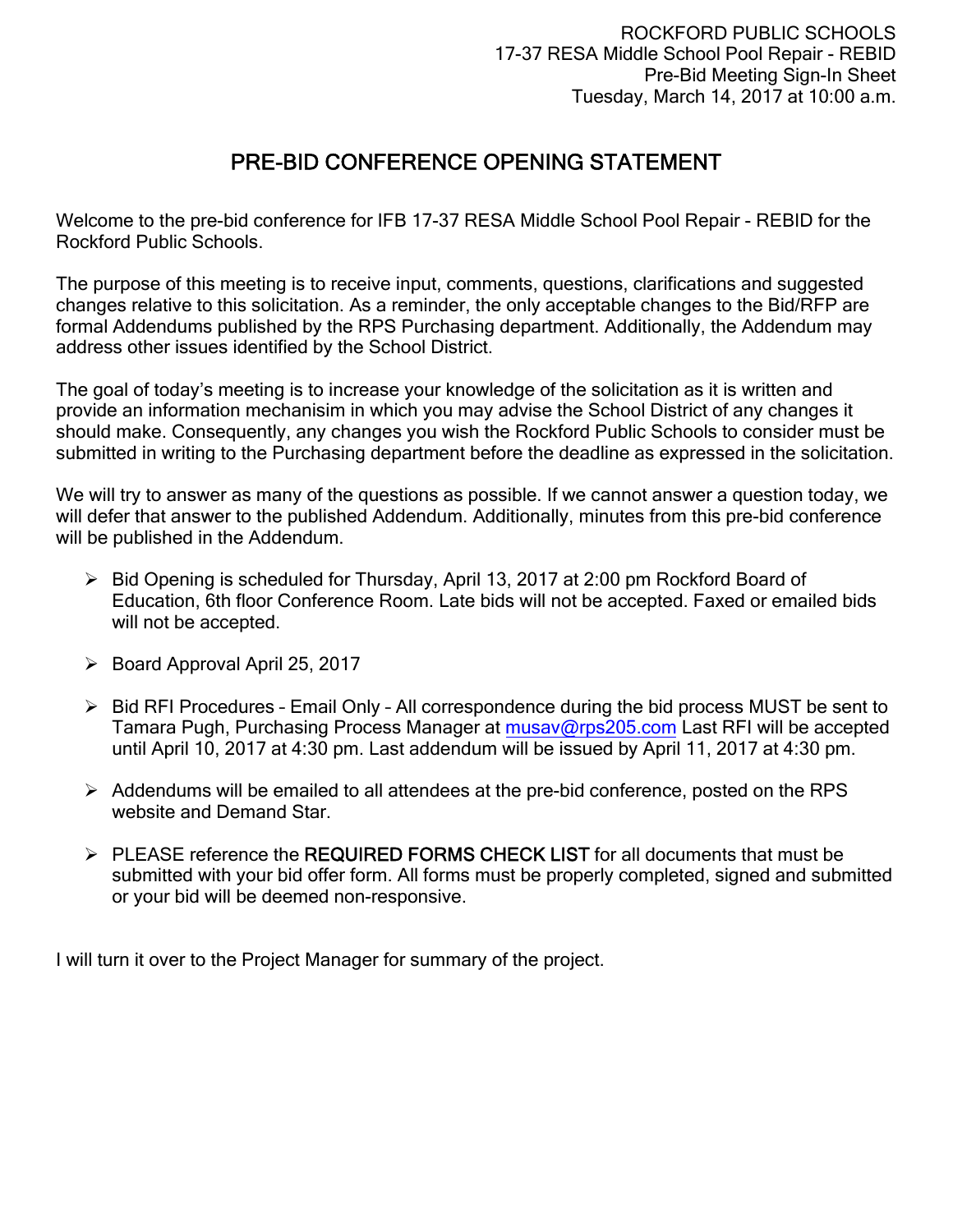ROCKFORD PUBLIC SCHOOLS
17-37 RESA Middle School Pool Repair - REBID
Pre-Bid Meeting Sign-In Sheet
Tuesday, March 14, 2017 at 10:00 a.m.

# PRE-BID CONFERENCE OPENING STATEMENT

Welcome to the pre-bid conference for IFB 17-37 RESA Middle School Pool Repair - REBID for the Rockford Public Schools.

The purpose of this meeting is to receive input, comments, questions, clarifications and suggested changes relative to this solicitation. As a reminder, the only acceptable changes to the Bid/RFP are formal Addendums published by the RPS Purchasing department. Additionally, the Addendum may address other issues identified by the School District.

The goal of today's meeting is to increase your knowledge of the solicitation as it is written and provide an information mechanisim in which you may advise the School District of any changes it should make. Consequently, any changes you wish the Rockford Public Schools to consider must be submitted in writing to the Purchasing department before the deadline as expressed in the solicitation.

We will try to answer as many of the questions as possible. If we cannot answer a question today, we will defer that answer to the published Addendum. Additionally, minutes from this pre-bid conference will be published in the Addendum.

- Bid Opening is scheduled for Thursday, April 13, 2017 at 2:00 pm Rockford Board of Education, 6th floor Conference Room. Late bids will not be accepted. Faxed or emailed bids will not be accepted.
- Board Approval April 25, 2017
- Bid RFI Procedures – Email Only – All correspondence during the bid process MUST be sent to Tamara Pugh, Purchasing Process Manager at musav@rps205.com Last RFI will be accepted until April 10, 2017 at 4:30 pm. Last addendum will be issued by April 11, 2017 at 4:30 pm.
- Addendums will be emailed to all attendees at the pre-bid conference, posted on the RPS website and Demand Star.
- PLEASE reference the REQUIRED FORMS CHECK LIST for all documents that must be submitted with your bid offer form. All forms must be properly completed, signed and submitted or your bid will be deemed non-responsive.

I will turn it over to the Project Manager for summary of the project.